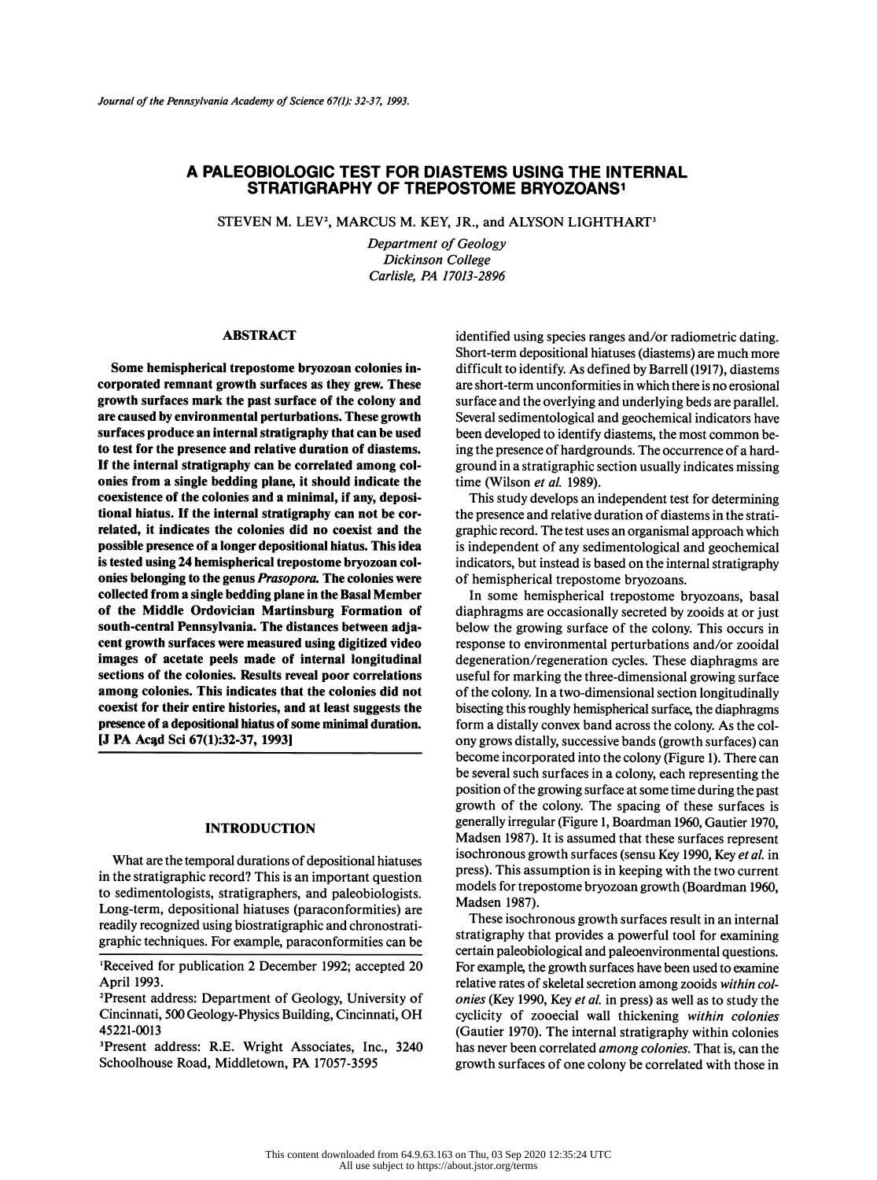# A PALEOBIOLOGIC TEST FOR DIASTEMS USING THE INTERNAL STRATIGRAPHY OF TREPOSTOME BRYOZOANS[1]

STEVEN M. LEV[2], MARCUS M. KEY, JR., and ALYSON LIGHTHART[3]

*Department of Geology*
*Dickinson College*
*Carlisle, PA 17013-2896*

## ABSTRACT

**Some hemispherical trepostome bryozoan colonies incorporated remnant growth surfaces as they grew. These growth surfaces mark the past surface of the colony and are caused by environmental perturbations. These growth surfaces produce an internal stratigraphy that can be used to test for the presence and relative duration of diastems. If the internal stratigraphy can be correlated among colonies from a single bedding plane, it should indicate the coexistence of the colonies and a minimal, if any, depositional hiatus. If the internal stratigraphy can not be correlated, it indicates the colonies did no coexist and the possible presence of a longer depositional hiatus. This idea is tested using 24 hemispherical trepostome bryozoan colonies belonging to the genus *Prasopora*. The colonies were collected from a single bedding plane in the Basal Member of the Middle Ordovician Martinsburg Formation of south-central Pennsylvania. The distances between adjacent growth surfaces were measured using digitized video images of acetate peels made of internal longitudinal sections of the colonies. Results reveal poor correlations among colonies. This indicates that the colonies did not coexist for their entire histories, and at least suggests the presence of a depositional hiatus of some minimal duration. [J PA Acad Sci 67(1):32-37, 1993]**

## INTRODUCTION

What are the temporal durations of depositional hiatuses in the stratigraphic record? This is an important question to sedimentologists, stratigraphers, and paleobiologists. Long-term, depositional hiatuses (paraconformities) are readily recognized using biostratigraphic and chronostratigraphic techniques. For example, paraconformities can be identified using species ranges and/or radiometric dating. Short-term depositional hiatuses (diastems) are much more difficult to identify. As defined by Barrell (1917), diastems are short-term unconformities in which there is no erosional surface and the overlying and underlying beds are parallel. Several sedimentological and geochemical indicators have been developed to identify diastems, the most common being the presence of hardgrounds. The occurrence of a hardground in a stratigraphic section usually indicates missing time (Wilson *et al.* 1989).

This study develops an independent test for determining the presence and relative duration of diastems in the stratigraphic record. The test uses an organismal approach which is independent of any sedimentological and geochemical indicators, but instead is based on the internal stratigraphy of hemispherical trepostome bryozoans.

In some hemispherical trepostome bryozoans, basal diaphragms are occasionally secreted by zooids at or just below the growing surface of the colony. This occurs in response to environmental perturbations and/or zooidal degeneration/regeneration cycles. These diaphragms are useful for marking the three-dimensional growing surface of the colony. In a two-dimensional section longitudinally bisecting this roughly hemispherical surface, the diaphragms form a distally convex band across the colony. As the colony grows distally, successive bands (growth surfaces) can become incorporated into the colony (Figure 1). There can be several such surfaces in a colony, each representing the position of the growing surface at some time during the past growth of the colony. The spacing of these surfaces is generally irregular (Figure 1, Boardman 1960, Gautier 1970, Madsen 1987). It is assumed that these surfaces represent isochronous growth surfaces (sensu Key 1990, Key *et al.* in press). This assumption is in keeping with the two current models for trepostome bryozoan growth (Boardman 1960, Madsen 1987).

These isochronous growth surfaces result in an internal stratigraphy that provides a powerful tool for examining certain paleobiological and paleoenvironmental questions. For example, the growth surfaces have been used to examine relative rates of skeletal secretion among zooids *within colonies* (Key 1990, Key *et al.* in press) as well as to study the cyclicity of zooecial wall thickening *within colonies* (Gautier 1970). The internal stratigraphy within colonies has never been correlated *among colonies*. That is, can the growth surfaces of one colony be correlated with those in

[1]Received for publication 2 December 1992; accepted 20 April 1993.

[2]Present address: Department of Geology, University of Cincinnati, 500 Geology-Physics Building, Cincinnati, OH 45221-0013

[3]Present address: R.E. Wright Associates, Inc., 3240 Schoolhouse Road, Middletown, PA 17057-3595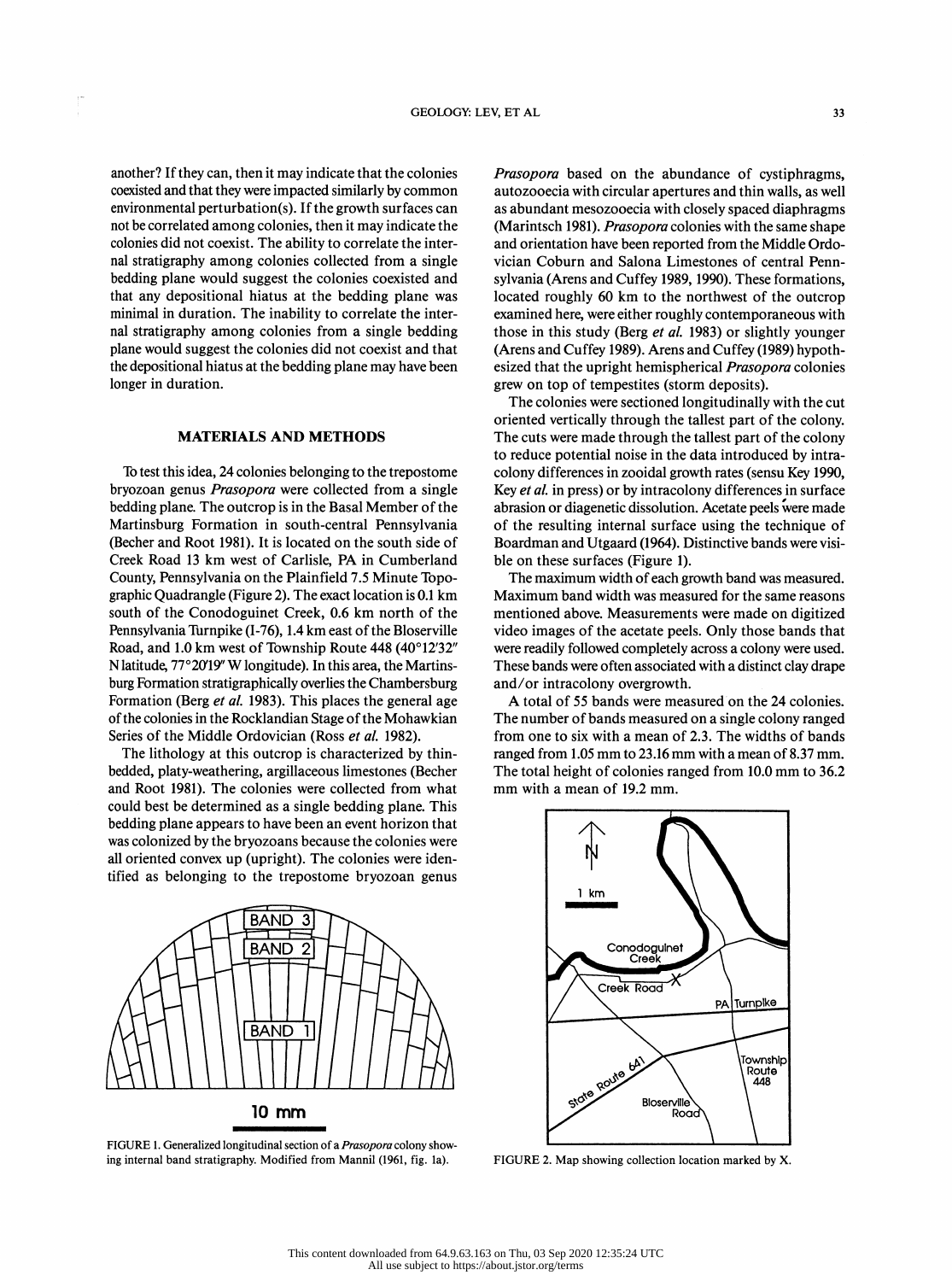another? If they can, then it may indicate that the colonies coexisted and that they were impacted similarly by common environmental perturbation(s). If the growth surfaces can not be correlated among colonies, then it may indicate the colonies did not coexist. The ability to correlate the internal stratigraphy among colonies collected from a single bedding plane would suggest the colonies coexisted and that any depositional hiatus at the bedding plane was minimal in duration. The inability to correlate the internal stratigraphy among colonies from a single bedding plane would suggest the colonies did not coexist and that the depositional hiatus at the bedding plane may have been longer in duration.

## MATERIALS AND METHODS

To test this idea, 24 colonies belonging to the trepostome bryozoan genus *Prasopora* were collected from a single bedding plane. The outcrop is in the Basal Member of the Martinsburg Formation in south-central Pennsylvania (Becher and Root 1981). It is located on the south side of Creek Road 13 km west of Carlisle, PA in Cumberland County, Pennsylvania on the Plainfield 7.5 Minute Topographic Quadrangle (Figure 2). The exact location is 0.1 km south of the Conodoguinet Creek, 0.6 km north of the Pennsylvania Turnpike (I-76), 1.4 km east of the Bloserville Road, and 1.0 km west of Township Route 448 (40°12′32″ N latitude, 77°20′19″ W longitude). In this area, the Martinsburg Formation stratigraphically overlies the Chambersburg Formation (Berg *et al.* 1983). This places the general age of the colonies in the Rocklandian Stage of the Mohawkian Series of the Middle Ordovician (Ross *et al.* 1982).

The lithology at this outcrop is characterized by thin-bedded, platy-weathering, argillaceous limestones (Becher and Root 1981). The colonies were collected from what could best be determined as a single bedding plane. This bedding plane appears to have been an event horizon that was colonized by the bryozoans because the colonies were all oriented convex up (upright). The colonies were identified as belonging to the trepostome bryozoan genus *Prasopora* based on the abundance of cystiphragms, autozooecia with circular apertures and thin walls, as well as abundant mesozooecia with closely spaced diaphragms (Marintsch 1981). *Prasopora* colonies with the same shape and orientation have been reported from the Middle Ordovician Coburn and Salona Limestones of central Pennsylvania (Arens and Cuffey 1989, 1990). These formations, located roughly 60 km to the northwest of the outcrop examined here, were either roughly contemporaneous with those in this study (Berg *et al.* 1983) or slightly younger (Arens and Cuffey 1989). Arens and Cuffey (1989) hypothesized that the upright hemispherical *Prasopora* colonies grew on top of tempestites (storm deposits).

The colonies were sectioned longitudinally with the cut oriented vertically through the tallest part of the colony. The cuts were made through the tallest part of the colony to reduce potential noise in the data introduced by intracolony differences in zooidal growth rates (sensu Key 1990, Key *et al.* in press) or by intracolony differences in surface abrasion or diagenetic dissolution. Acetate peels were made of the resulting internal surface using the technique of Boardman and Utgaard (1964). Distinctive bands were visible on these surfaces (Figure 1).

The maximum width of each growth band was measured. Maximum band width was measured for the same reasons mentioned above. Measurements were made on digitized video images of the acetate peels. Only those bands that were readily followed completely across a colony were used. These bands were often associated with a distinct clay drape and/or intracolony overgrowth.

A total of 55 bands were measured on the 24 colonies. The number of bands measured on a single colony ranged from one to six with a mean of 2.3. The widths of bands ranged from 1.05 mm to 23.16 mm with a mean of 8.37 mm. The total height of colonies ranged from 10.0 mm to 36.2 mm with a mean of 19.2 mm.

FIGURE 1. Generalized longitudinal section of a *Prasopora* colony showing internal band stratigraphy. Modified from Mannil (1961, fig. 1a).

FIGURE 2. Map showing collection location marked by X.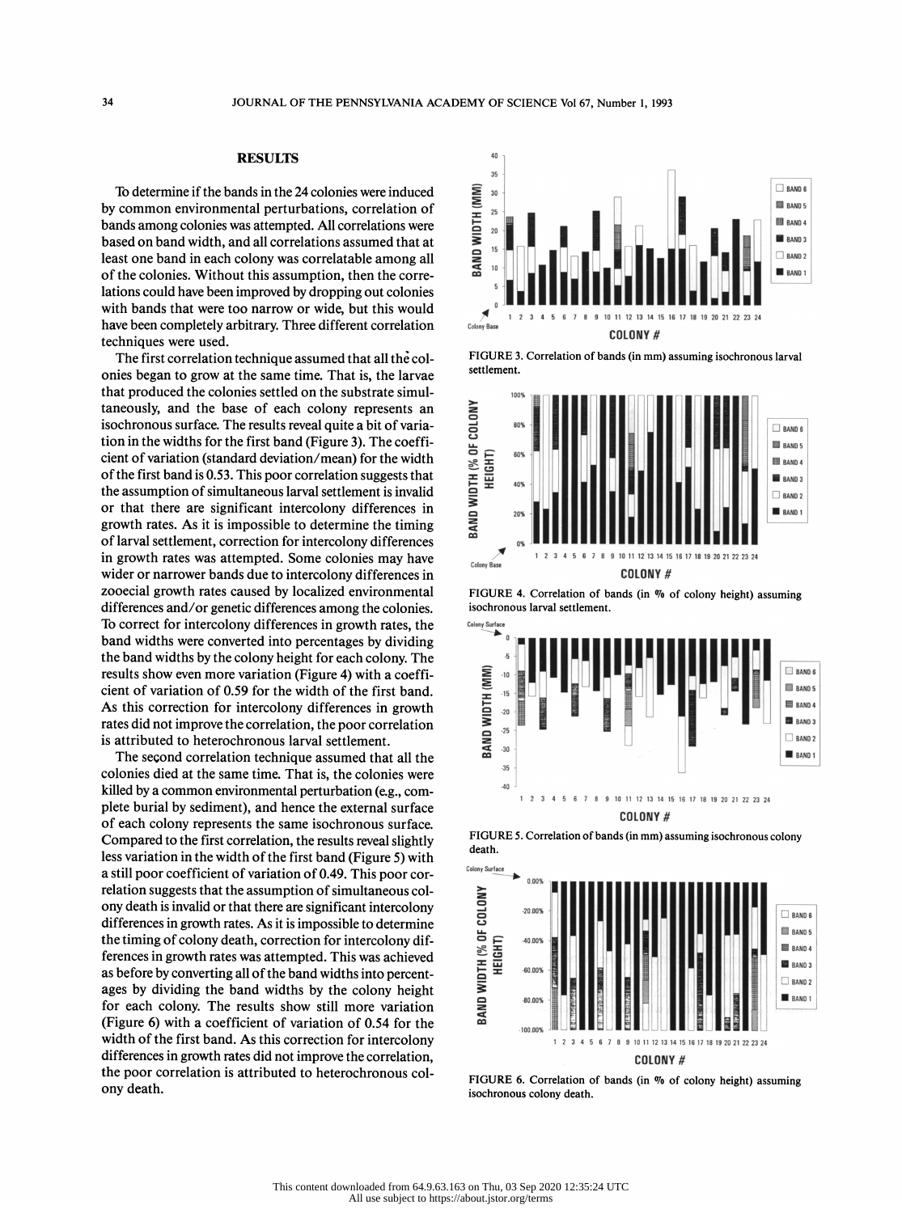## RESULTS

To determine if the bands in the 24 colonies were induced by common environmental perturbations, correlation of bands among colonies was attempted. All correlations were based on band width, and all correlations assumed that at least one band in each colony was correlatable among all of the colonies. Without this assumption, then the correlations could have been improved by dropping out colonies with bands that were too narrow or wide, but this would have been completely arbitrary. Three different correlation techniques were used.

The first correlation technique assumed that all the colonies began to grow at the same time. That is, the larvae that produced the colonies settled on the substrate simultaneously, and the base of each colony represents an isochronous surface. The results reveal quite a bit of variation in the widths for the first band (Figure 3). The coefficient of variation (standard deviation/mean) for the width of the first band is 0.53. This poor correlation suggests that the assumption of simultaneous larval settlement is invalid or that there are significant intercolony differences in growth rates. As it is impossible to determine the timing of larval settlement, correction for intercolony differences in growth rates was attempted. Some colonies may have wider or narrower bands due to intercolony differences in zooecial growth rates caused by localized environmental differences and/or genetic differences among the colonies. To correct for intercolony differences in growth rates, the band widths were converted into percentages by dividing the band widths by the colony height for each colony. The results show even more variation (Figure 4) with a coefficient of variation of 0.59 for the width of the first band. As this correction for intercolony differences in growth rates did not improve the correlation, the poor correlation is attributed to heterochronous larval settlement.

The second correlation technique assumed that all the colonies died at the same time. That is, the colonies were killed by a common environmental perturbation (e.g., complete burial by sediment), and hence the external surface of each colony represents the same isochronous surface. Compared to the first correlation, the results reveal slightly less variation in the width of the first band (Figure 5) with a still poor coefficient of variation of 0.49. This poor correlation suggests that the assumption of simultaneous colony death is invalid or that there are significant intercolony differences in growth rates. As it is impossible to determine the timing of colony death, correction for intercolony differences in growth rates was attempted. This was achieved as before by converting all of the band widths into percentages by dividing the band widths by the colony height for each colony. The results show still more variation (Figure 6) with a coefficient of variation of 0.54 for the width of the first band. As this correction for intercolony differences in growth rates did not improve the correlation, the poor correlation is attributed to heterochronous colony death.

FIGURE 3. Correlation of bands (in mm) assuming isochronous larval settlement.

FIGURE 4. Correlation of bands (in % of colony height) assuming isochronous larval settlement.

FIGURE 5. Correlation of bands (in mm) assuming isochronous colony death.

FIGURE 6. Correlation of bands (in % of colony height) assuming isochronous colony death.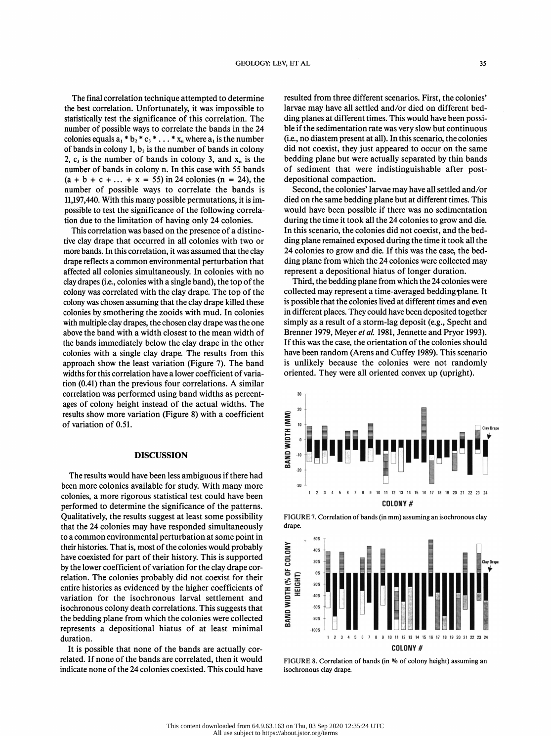The final correlation technique attempted to determine the best correlation. Unfortunately, it was impossible to statistically test the significance of this correlation. The number of possible ways to correlate the bands in the 24 colonies equals $a_1 * b_2 * c_3 * \ldots * x_n$ where $a_1$ is the number of bands in colony 1, $b_2$ is the number of bands in colony 2, $c_3$ is the number of bands in colony 3, and $x_n$ is the number of bands in colony n. In this case with 55 bands ($a + b + c + \ldots + x = 55$) in 24 colonies ($n = 24$), the number of possible ways to correlate the bands is 11,197,440. With this many possible permutations, it is impossible to test the significance of the following correlation due to the limitation of having only 24 colonies.

This correlation was based on the presence of a distinctive clay drape that occurred in all colonies with two or more bands. In this correlation, it was assumed that the clay drape reflects a common environmental perturbation that affected all colonies simultaneously. In colonies with no clay drapes (i.e., colonies with a single band), the top of the colony was correlated with the clay drape. The top of the colony was chosen assuming that the clay drape killed these colonies by smothering the zooids with mud. In colonies with multiple clay drapes, the chosen clay drape was the one above the band with a width closest to the mean width of the bands immediately below the clay drape in the other colonies with a single clay drape. The results from this approach show the least variation (Figure 7). The band widths for this correlation have a lower coefficient of variation (0.41) than the previous four correlations. A similar correlation was performed using band widths as percentages of colony height instead of the actual widths. The results show more variation (Figure 8) with a coefficient of variation of 0.51.

## DISCUSSION

The results would have been less ambiguous if there had been more colonies available for study. With many more colonies, a more rigorous statistical test could have been performed to determine the significance of the patterns. Qualitatively, the results suggest at least some possibility that the 24 colonies may have responded simultaneously to a common environmental perturbation at some point in their histories. That is, most of the colonies would probably have coexisted for part of their history. This is supported by the lower coefficient of variation for the clay drape correlation. The colonies probably did not coexist for their entire histories as evidenced by the higher coefficients of variation for the isochronous larval settlement and isochronous colony death correlations. This suggests that the bedding plane from which the colonies were collected represents a depositional hiatus of at least minimal duration.

It is possible that none of the bands are actually correlated. If none of the bands are correlated, then it would indicate none of the 24 colonies coexisted. This could have resulted from three different scenarios. First, the colonies' larvae may have all settled and/or died on different bedding planes at different times. This would have been possible if the sedimentation rate was very slow but continuous (i.e., no diastem present at all). In this scenario, the colonies did not coexist, they just appeared to occur on the same bedding plane but were actually separated by thin bands of sediment that were indistinguishable after post-depositional compaction.

Second, the colonies' larvae may have all settled and/or died on the same bedding plane but at different times. This would have been possible if there was no sedimentation during the time it took all the 24 colonies to grow and die. In this scenario, the colonies did not coexist, and the bedding plane remained exposed during the time it took all the 24 colonies to grow and die. If this was the case, the bedding plane from which the 24 colonies were collected may represent a depositional hiatus of longer duration.

Third, the bedding plane from which the 24 colonies were collected may represent a time-averaged bedding plane. It is possible that the colonies lived at different times and even in different places. They could have been deposited together simply as a result of a storm-lag deposit (e.g., Specht and Brenner 1979, Meyer *et al.* 1981, Jennette and Pryor 1993). If this was the case, the orientation of the colonies should have been random (Arens and Cuffey 1989). This scenario is unlikely because the colonies were not randomly oriented. They were all oriented convex up (upright).

FIGURE 7. Correlation of bands (in mm) assuming an isochronous clay drape.

FIGURE 8. Correlation of bands (in % of colony height) assuming an isochronous clay drape.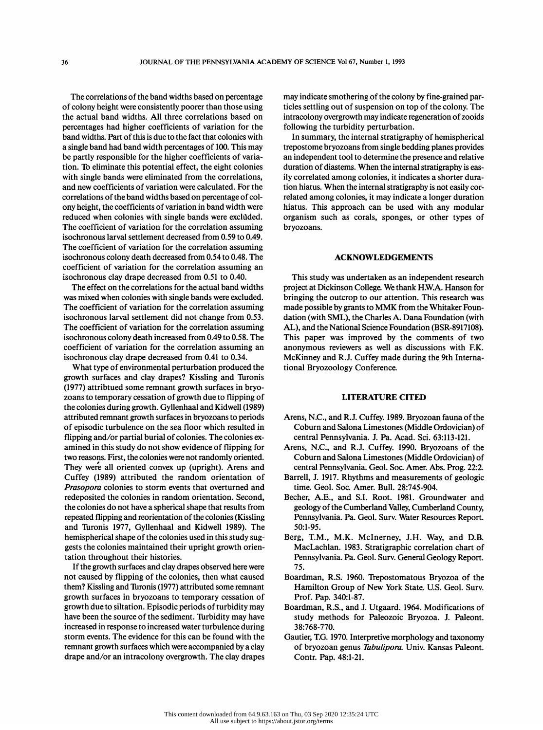The correlations of the band widths based on percentage of colony height were consistently poorer than those using the actual band widths. All three correlations based on percentages had higher coefficients of variation for the band widths. Part of this is due to the fact that colonies with a single band had band width percentages of 100. This may be partly responsible for the higher coefficients of variation. To eliminate this potential effect, the eight colonies with single bands were eliminated from the correlations, and new coefficients of variation were calculated. For the correlations of the band widths based on percentage of colony height, the coefficients of variation in band width were reduced when colonies with single bands were excluded. The coefficient of variation for the correlation assuming isochronous larval settlement decreased from 0.59 to 0.49. The coefficient of variation for the correlation assuming isochronous colony death decreased from 0.54 to 0.48. The coefficient of variation for the correlation assuming an isochronous clay drape decreased from 0.51 to 0.40.

The effect on the correlations for the actual band widths was mixed when colonies with single bands were excluded. The coefficient of variation for the correlation assuming isochronous larval settlement did not change from 0.53. The coefficient of variation for the correlation assuming isochronous colony death increased from 0.49 to 0.58. The coefficient of variation for the correlation assuming an isochronous clay drape decreased from 0.41 to 0.34.

What type of environmental perturbation produced the growth surfaces and clay drapes? Kissling and Turonis (1977) attribtued some remnant growth surfaces in bryozoans to temporary cessation of growth due to flipping of the colonies during growth. Gyllenhaal and Kidwell (1989) attributed remnant growth surfaces in bryozoans to periods of episodic turbulence on the sea floor which resulted in flipping and/or partial burial of colonies. The colonies examined in this study do not show evidence of flipping for two reasons. First, the colonies were not randomly oriented. They were all oriented convex up (upright). Arens and Cuffey (1989) attributed the random orientation of *Prasopora* colonies to storm events that overturned and redeposited the colonies in random orientation. Second, the colonies do not have a spherical shape that results from repeated flipping and reorientation of the colonies (Kissling and Turonis 1977, Gyllenhaal and Kidwell 1989). The hemispherical shape of the colonies used in this study suggests the colonies maintained their upright growth orientation throughout their histories.

If the growth surfaces and clay drapes observed here were not caused by flipping of the colonies, then what caused them? Kissling and Turonis (1977) attributed some remnant growth surfaces in bryozoans to temporary cessation of growth due to siltation. Episodic periods of turbidity may have been the source of the sediment. Turbidity may have increased in response to increased water turbulence during storm events. The evidence for this can be found with the remnant growth surfaces which were accompanied by a clay drape and/or an intracolony overgrowth. The clay drapes may indicate smothering of the colony by fine-grained particles settling out of suspension on top of the colony. The intracolony overgrowth may indicate regeneration of zooids following the turbidity perturbation.

In summary, the internal stratigraphy of hemispherical trepostome bryozoans from single bedding planes provides an independent tool to determine the presence and relative duration of diastems. When the internal stratigraphy is easily correlated among colonies, it indicates a shorter duration hiatus. When the internal stratigraphy is not easily correlated among colonies, it may indicate a longer duration hiatus. This approach can be used with any modular organism such as corals, sponges, or other types of bryozoans.

## ACKNOWLEDGEMENTS

This study was undertaken as an independent research project at Dickinson College. We thank H.W.A. Hanson for bringing the outcrop to our attention. This research was made possible by grants to MMK from the Whitaker Foundation (with SML), the Charles A. Dana Foundation (with AL), and the National Science Foundation (BSR-8917108). This paper was improved by the comments of two anonymous reviewers as well as discussions with F.K. McKinney and R.J. Cuffey made during the 9th International Bryozoology Conference.

## LITERATURE CITED

Arens, N.C., and R.J. Cuffey. 1989. Bryozoan fauna of the Coburn and Salona Limestones (Middle Ordovician) of central Pennsylvania. J. Pa. Acad. Sci. 63:113-121.

Arens, N.C., and R.J. Cuffey. 1990. Bryozoans of the Coburn and Salona Limestones (Middle Ordovician) of central Pennsylvania. Geol. Soc. Amer. Abs. Prog. 22:2.

Barrell, J. 1917. Rhythms and measurements of geologic time. Geol. Soc. Amer. Bull. 28:745-904.

Becher, A.E., and S.I. Root. 1981. Groundwater and geology of the Cumberland Valley, Cumberland County, Pennsylvania. Pa. Geol. Surv. Water Resources Report. 50:1-95.

Berg, T.M., M.K. McInerney, J.H. Way, and D.B. MacLachlan. 1983. Stratigraphic correlation chart of Pennsylvania. Pa. Geol. Surv. General Geology Report. 75.

Boardman, R.S. 1960. Trepostomatous Bryozoa of the Hamilton Group of New York State. U.S. Geol. Surv. Prof. Pap. 340:1-87.

Boardman, R.S., and J. Utgaard. 1964. Modifications of study methods for Paleozoic Bryozoa. J. Paleont. 38:768-770.

Gautier, T.G. 1970. Interpretive morphology and taxonomy of bryozoan genus *Tabulipora*. Univ. Kansas Paleont. Contr. Pap. 48:1-21.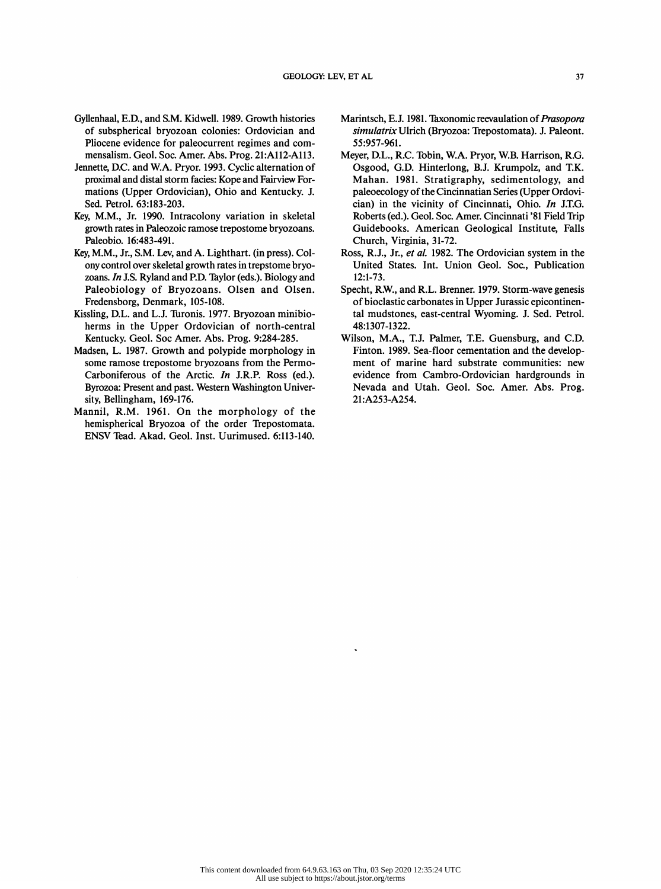Gyllenhaal, E.D., and S.M. Kidwell. 1989. Growth histories of subspherical bryozoan colonies: Ordovician and Pliocene evidence for paleocurrent regimes and commensalism. Geol. Soc. Amer. Abs. Prog. 21:A112-A113.

Jennette, D.C. and W.A. Pryor. 1993. Cyclic alternation of proximal and distal storm facies: Kope and Fairview Formations (Upper Ordovician), Ohio and Kentucky. J. Sed. Petrol. 63:183-203.

Key, M.M., Jr. 1990. Intracolony variation in skeletal growth rates in Paleozoic ramose trepostome bryozoans. Paleobio. 16:483-491.

Key, M.M., Jr., S.M. Lev, and A. Lighthart. (in press). Colony control over skeletal growth rates in trepstome bryozoans. *In* J.S. Ryland and P.D. Taylor (eds.). Biology and Paleobiology of Bryozoans. Olsen and Olsen. Fredensborg, Denmark, 105-108.

Kissling, D.L. and L.J. Turonis. 1977. Bryozoan minibioherms in the Upper Ordovician of north-central Kentucky. Geol. Soc Amer. Abs. Prog. 9:284-285.

Madsen, L. 1987. Growth and polypide morphology in some ramose trepostome bryozoans from the Permo-Carboniferous of the Arctic. *In* J.R.P. Ross (ed.). Byrozoa: Present and past. Western Washington University, Bellingham, 169-176.

Mannil, R.M. 1961. On the morphology of the hemispherical Bryozoa of the order Trepostomata. ENSV Tead. Akad. Geol. Inst. Uurimused. 6:113-140.

Marintsch, E.J. 1981. Taxonomic reevaulation of *Prasopora simulatrix* Ulrich (Bryozoa: Trepostomata). J. Paleont. 55:957-961.

Meyer, D.L., R.C. Tobin, W.A. Pryor, W.B. Harrison, R.G. Osgood, G.D. Hinterlong, B.J. Krumpolz, and T.K. Mahan. 1981. Stratigraphy, sedimentology, and paleoecology of the Cincinnatian Series (Upper Ordovician) in the vicinity of Cincinnati, Ohio. *In* J.T.G. Roberts (ed.). Geol. Soc. Amer. Cincinnati '81 Field Trip Guidebooks. American Geological Institute, Falls Church, Virginia, 31-72.

Ross, R.J., Jr., *et al.* 1982. The Ordovician system in the United States. Int. Union Geol. Soc., Publication 12:1-73.

Specht, R.W., and R.L. Brenner. 1979. Storm-wave genesis of bioclastic carbonates in Upper Jurassic epicontinental mudstones, east-central Wyoming. J. Sed. Petrol. 48:1307-1322.

Wilson, M.A., T.J. Palmer, T.E. Guensburg, and C.D. Finton. 1989. Sea-floor cementation and the development of marine hard substrate communities: new evidence from Cambro-Ordovician hardgrounds in Nevada and Utah. Geol. Soc. Amer. Abs. Prog. 21:A253-A254.